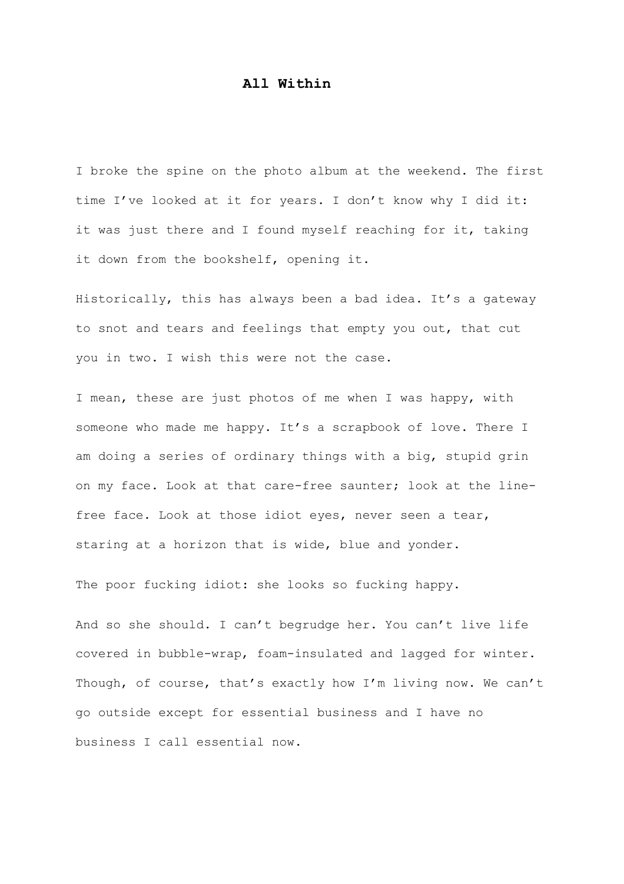# All Within

I broke the spine on the photo album at the weekend. The first time I've looked at it for years. I don't know why I did it: it was just there and I found myself reaching for it, taking it down from the bookshelf, opening it.

Historically, this has always been a bad idea. It's a gateway to snot and tears and feelings that empty you out, that cut you in two. I wish this were not the case.

I mean, these are just photos of me when I was happy, with someone who made me happy. It's a scrapbook of love. There I am doing a series of ordinary things with a big, stupid grin on my face. Look at that care-free saunter; look at the line-free face. Look at those idiot eyes, never seen a tear, staring at a horizon that is wide, blue and yonder.

The poor fucking idiot: she looks so fucking happy.

And so she should. I can't begrudge her. You can't live life covered in bubble-wrap, foam-insulated and lagged for winter. Though, of course, that's exactly how I'm living now. We can't go outside except for essential business and I have no business I call essential now.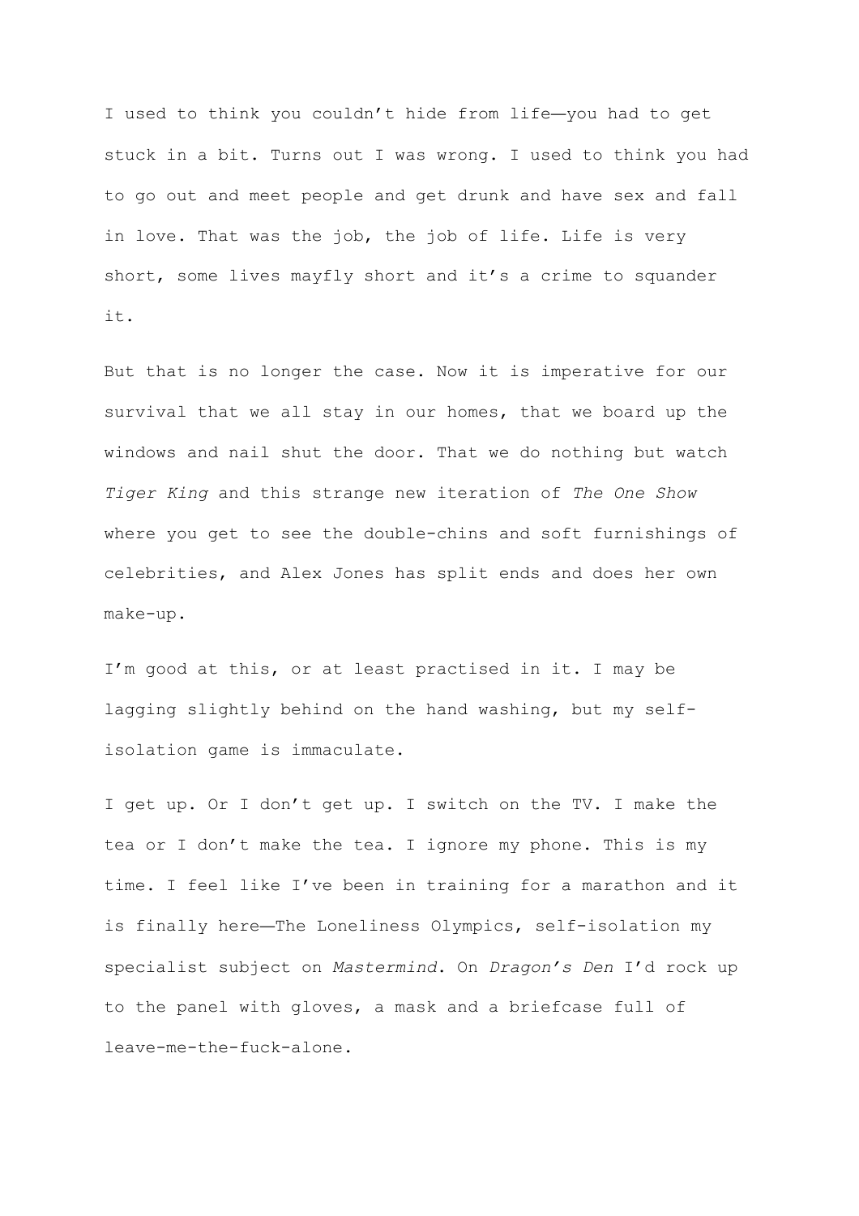I used to think you couldn't hide from life—you had to get stuck in a bit. Turns out I was wrong. I used to think you had to go out and meet people and get drunk and have sex and fall in love. That was the job, the job of life. Life is very short, some lives mayfly short and it's a crime to squander it.

But that is no longer the case. Now it is imperative for our survival that we all stay in our homes, that we board up the windows and nail shut the door. That we do nothing but watch *Tiger King* and this strange new iteration of *The One Show* where you get to see the double-chins and soft furnishings of celebrities, and Alex Jones has split ends and does her own make-up.

I'm good at this, or at least practised in it. I may be lagging slightly behind on the hand washing, but my self-isolation game is immaculate.

I get up. Or I don't get up. I switch on the TV. I make the tea or I don't make the tea. I ignore my phone. This is my time. I feel like I've been in training for a marathon and it is finally here—The Loneliness Olympics, self-isolation my specialist subject on *Mastermind*. On *Dragon's Den* I'd rock up to the panel with gloves, a mask and a briefcase full of leave-me-the-fuck-alone.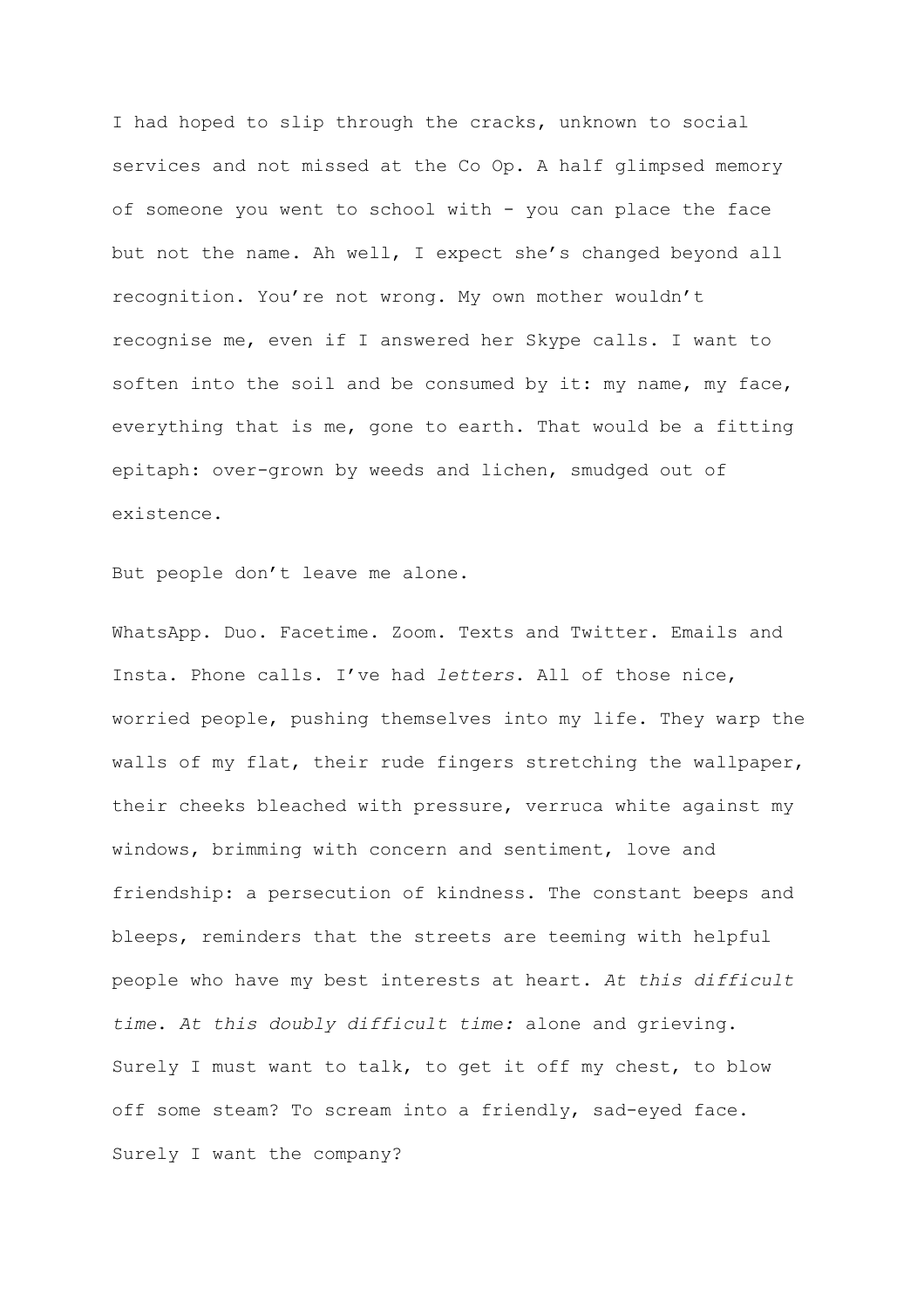I had hoped to slip through the cracks, unknown to social services and not missed at the Co Op. A half glimpsed memory of someone you went to school with - you can place the face but not the name. Ah well, I expect she's changed beyond all recognition. You're not wrong. My own mother wouldn't recognise me, even if I answered her Skype calls. I want to soften into the soil and be consumed by it: my name, my face, everything that is me, gone to earth. That would be a fitting epitaph: over-grown by weeds and lichen, smudged out of existence.

But people don't leave me alone.

WhatsApp. Duo. Facetime. Zoom. Texts and Twitter. Emails and Insta. Phone calls. I've had *letters*. All of those nice, worried people, pushing themselves into my life. They warp the walls of my flat, their rude fingers stretching the wallpaper, their cheeks bleached with pressure, verruca white against my windows, brimming with concern and sentiment, love and friendship: a persecution of kindness. The constant beeps and bleeps, reminders that the streets are teeming with helpful people who have my best interests at heart. *At this difficult time. At this doubly difficult time:* alone and grieving. Surely I must want to talk, to get it off my chest, to blow off some steam? To scream into a friendly, sad-eyed face. Surely I want the company?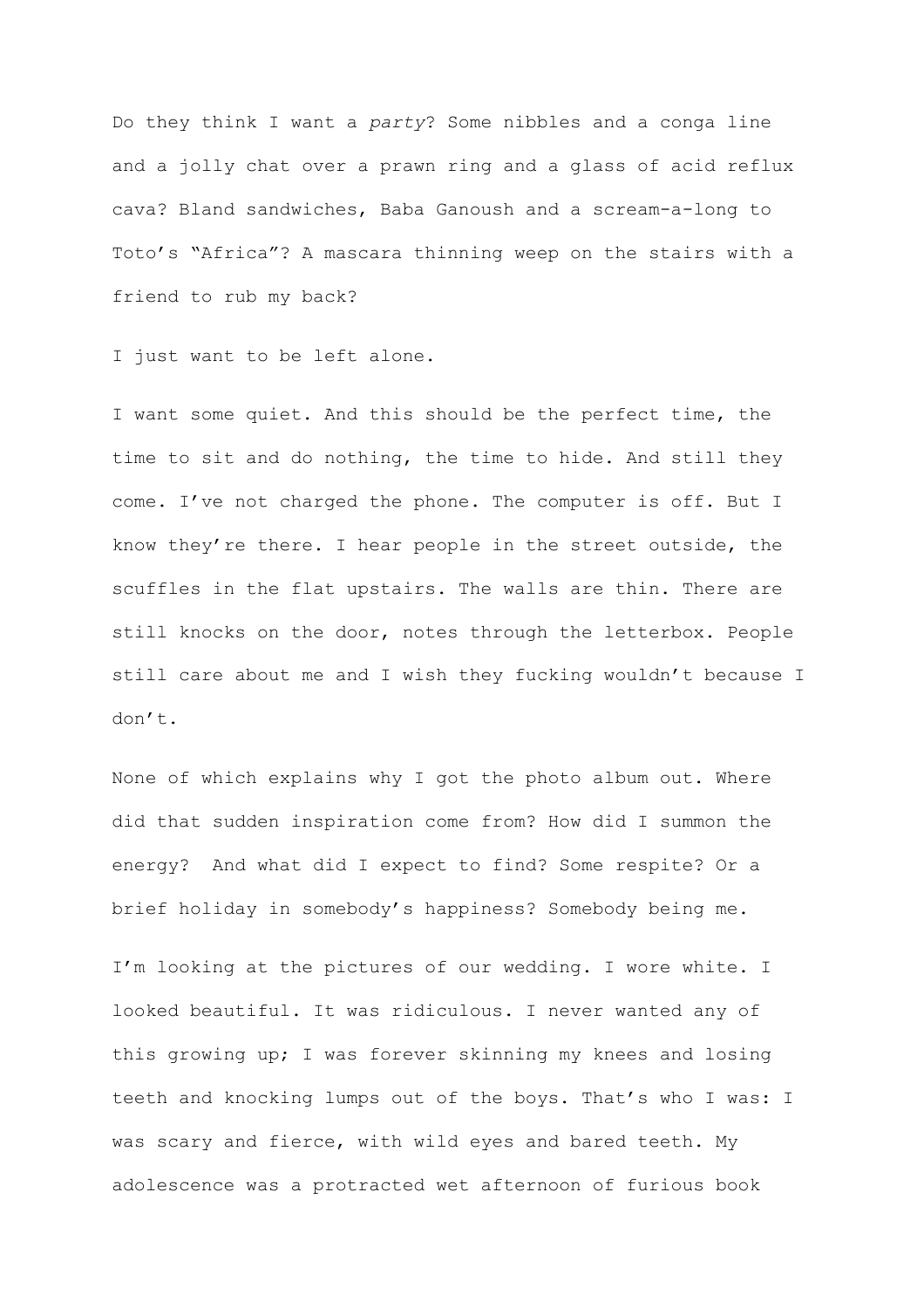Do they think I want a *party*? Some nibbles and a conga line and a jolly chat over a prawn ring and a glass of acid reflux cava? Bland sandwiches, Baba Ganoush and a scream-a-long to Toto's "Africa"? A mascara thinning weep on the stairs with a friend to rub my back?

I just want to be left alone.

I want some quiet. And this should be the perfect time, the time to sit and do nothing, the time to hide. And still they come. I've not charged the phone. The computer is off. But I know they're there. I hear people in the street outside, the scuffles in the flat upstairs. The walls are thin. There are still knocks on the door, notes through the letterbox. People still care about me and I wish they fucking wouldn't because I don't.

None of which explains why I got the photo album out. Where did that sudden inspiration come from? How did I summon the energy? And what did I expect to find? Some respite? Or a brief holiday in somebody's happiness? Somebody being me.

I'm looking at the pictures of our wedding. I wore white. I looked beautiful. It was ridiculous. I never wanted any of this growing up; I was forever skinning my knees and losing teeth and knocking lumps out of the boys. That's who I was: I was scary and fierce, with wild eyes and bared teeth. My adolescence was a protracted wet afternoon of furious book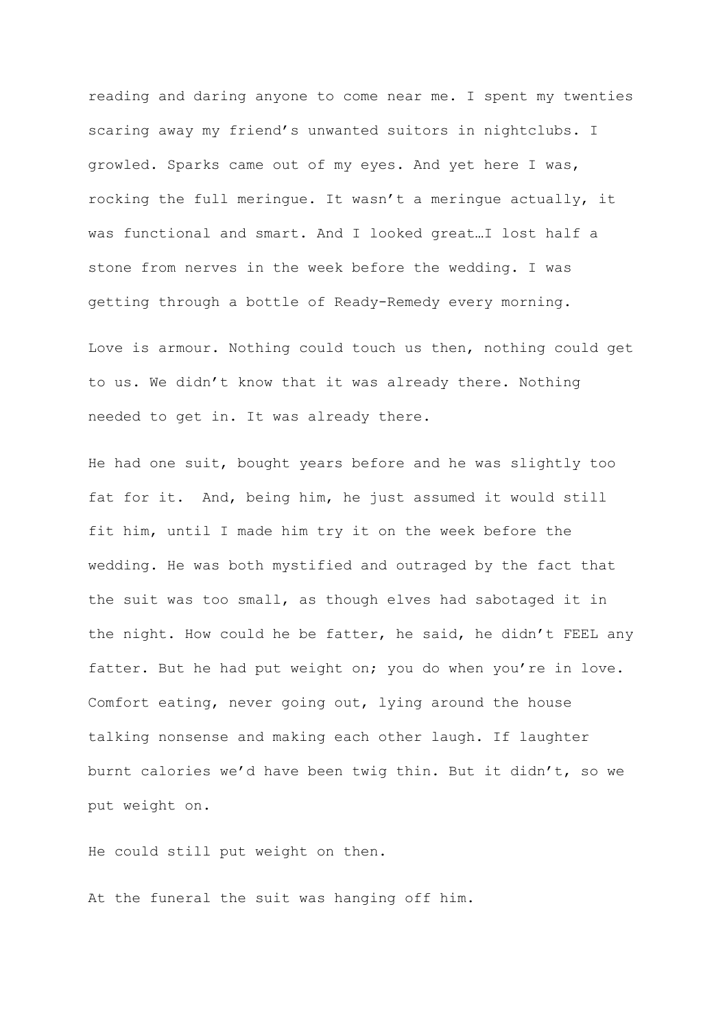reading and daring anyone to come near me. I spent my twenties scaring away my friend's unwanted suitors in nightclubs. I growled. Sparks came out of my eyes. And yet here I was, rocking the full meringue. It wasn't a meringue actually, it was functional and smart. And I looked great…I lost half a stone from nerves in the week before the wedding. I was getting through a bottle of Ready-Remedy every morning.

Love is armour. Nothing could touch us then, nothing could get to us. We didn't know that it was already there. Nothing needed to get in. It was already there.

He had one suit, bought years before and he was slightly too fat for it. And, being him, he just assumed it would still fit him, until I made him try it on the week before the wedding. He was both mystified and outraged by the fact that the suit was too small, as though elves had sabotaged it in the night. How could he be fatter, he said, he didn't FEEL any fatter. But he had put weight on; you do when you're in love. Comfort eating, never going out, lying around the house talking nonsense and making each other laugh. If laughter burnt calories we'd have been twig thin. But it didn't, so we put weight on.

He could still put weight on then.

At the funeral the suit was hanging off him.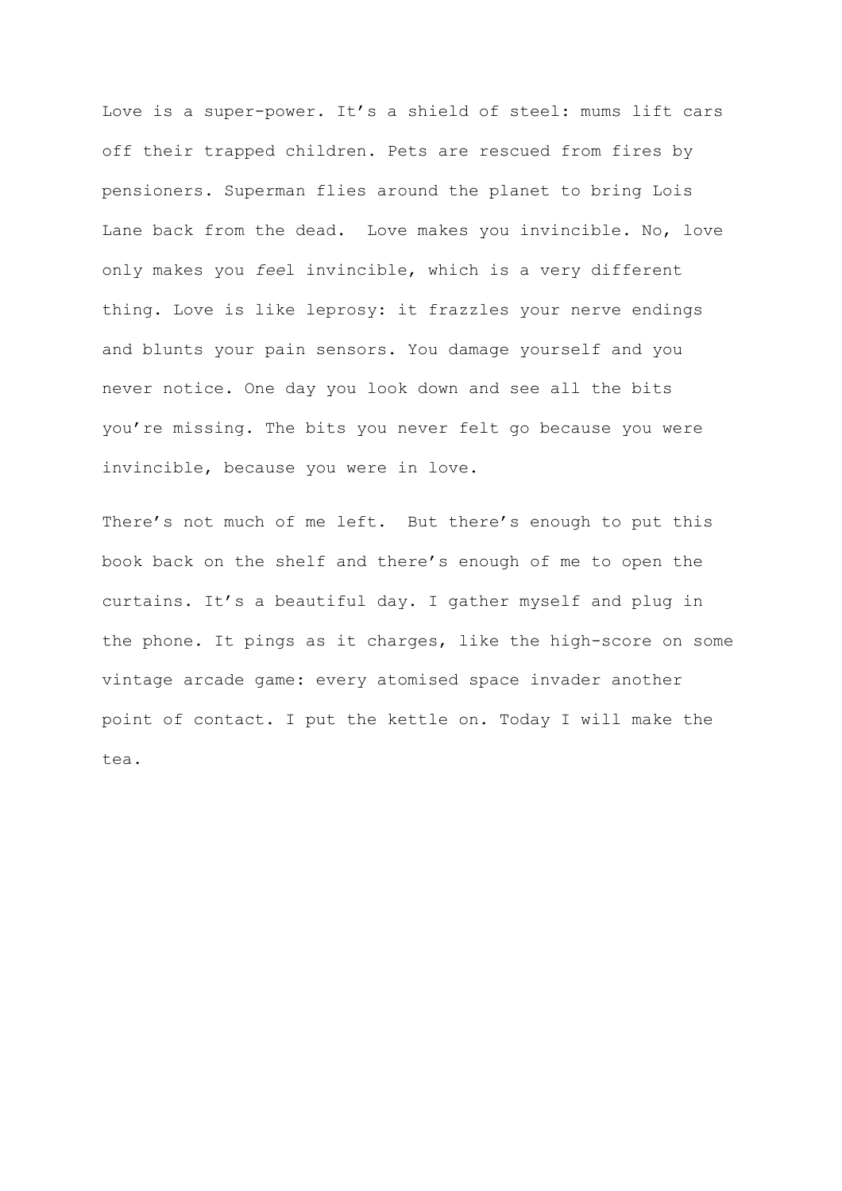Love is a super-power. It's a shield of steel: mums lift cars off their trapped children. Pets are rescued from fires by pensioners. Superman flies around the planet to bring Lois Lane back from the dead. Love makes you invincible. No, love only makes you *feel* invincible, which is a very different thing. Love is like leprosy: it frazzles your nerve endings and blunts your pain sensors. You damage yourself and you never notice. One day you look down and see all the bits you're missing. The bits you never felt go because you were invincible, because you were in love.

There's not much of me left. But there's enough to put this book back on the shelf and there's enough of me to open the curtains. It's a beautiful day. I gather myself and plug in the phone. It pings as it charges, like the high-score on some vintage arcade game: every atomised space invader another point of contact. I put the kettle on. Today I will make the tea.